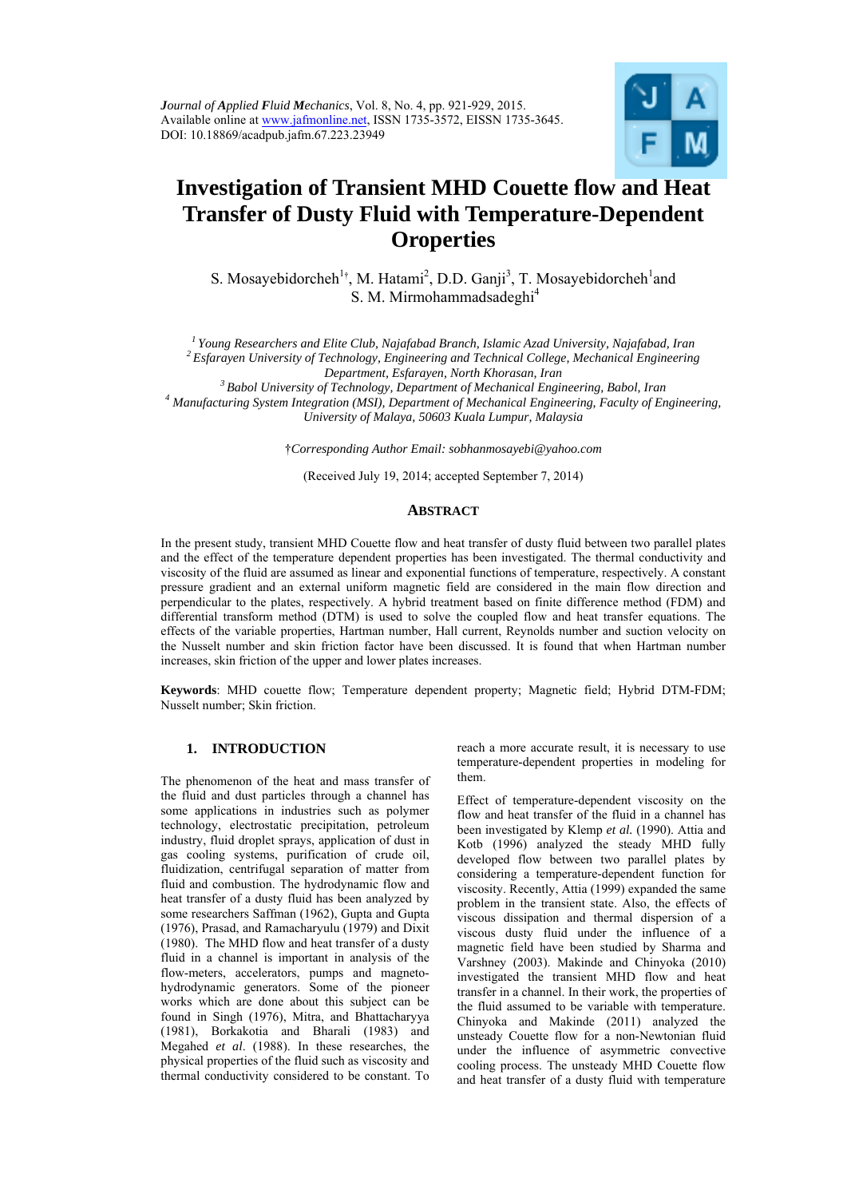*Journal of Applied Fluid Mechanics*, Vol. 8, No. 4, pp. 921-929, 2015.
Available online at www.jafmonline.net, ISSN 1735-3572, EISSN 1735-3645.
DOI: 10.18869/acadpub.jafm.67.223.23949

# Investigation of Transient MHD Couette flow and Heat Transfer of Dusty Fluid with Temperature-Dependent Oroperties

S. Mosayebidorcheh[1†], M. Hatami[2], D.D. Ganji[3], T. Mosayebidorcheh[1] and S. M. Mirmohammadsadeghi[4]

[1] *Young Researchers and Elite Club, Najafabad Branch, Islamic Azad University, Najafabad, Iran*
[2] *Esfarayen University of Technology, Engineering and Technical College, Mechanical Engineering Department, Esfarayen, North Khorasan, Iran*
[3] *Babol University of Technology, Department of Mechanical Engineering, Babol, Iran*
[4] *Manufacturing System Integration (MSI), Department of Mechanical Engineering, Faculty of Engineering, University of Malaya, 50603 Kuala Lumpur, Malaysia*

†*Corresponding Author Email: sobhanmosayebi@yahoo.com*

(Received July 19, 2014; accepted September 7, 2014)

## ABSTRACT

In the present study, transient MHD Couette flow and heat transfer of dusty fluid between two parallel plates and the effect of the temperature dependent properties has been investigated. The thermal conductivity and viscosity of the fluid are assumed as linear and exponential functions of temperature, respectively. A constant pressure gradient and an external uniform magnetic field are considered in the main flow direction and perpendicular to the plates, respectively. A hybrid treatment based on finite difference method (FDM) and differential transform method (DTM) is used to solve the coupled flow and heat transfer equations. The effects of the variable properties, Hartman number, Hall current, Reynolds number and suction velocity on the Nusselt number and skin friction factor have been discussed. It is found that when Hartman number increases, skin friction of the upper and lower plates increases.

**Keywords**: MHD couette flow; Temperature dependent property; Magnetic field; Hybrid DTM-FDM; Nusselt number; Skin friction.

## 1. INTRODUCTION

The phenomenon of the heat and mass transfer of the fluid and dust particles through a channel has some applications in industries such as polymer technology, electrostatic precipitation, petroleum industry, fluid droplet sprays, application of dust in gas cooling systems, purification of crude oil, fluidization, centrifugal separation of matter from fluid and combustion. The hydrodynamic flow and heat transfer of a dusty fluid has been analyzed by some researchers Saffman (1962), Gupta and Gupta (1976), Prasad, and Ramacharyulu (1979) and Dixit (1980). The MHD flow and heat transfer of a dusty fluid in a channel is important in analysis of the flow-meters, accelerators, pumps and magneto-hydrodynamic generators. Some of the pioneer works which are done about this subject can be found in Singh (1976), Mitra, and Bhattacharyya (1981), Borkakotia and Bharali (1983) and Megahed *et al*. (1988). In these researches, the physical properties of the fluid such as viscosity and thermal conductivity considered to be constant. To reach a more accurate result, it is necessary to use temperature-dependent properties in modeling for them.

Effect of temperature-dependent viscosity on the flow and heat transfer of the fluid in a channel has been investigated by Klemp *et al.* (1990). Attia and Kotb (1996) analyzed the steady MHD fully developed flow between two parallel plates by considering a temperature-dependent function for viscosity. Recently, Attia (1999) expanded the same problem in the transient state. Also, the effects of viscous dissipation and thermal dispersion of a viscous dusty fluid under the influence of a magnetic field have been studied by Sharma and Varshney (2003). Makinde and Chinyoka (2010) investigated the transient MHD flow and heat transfer in a channel. In their work, the properties of the fluid assumed to be variable with temperature. Chinyoka and Makinde (2011) analyzed the unsteady Couette flow for a non-Newtonian fluid under the influence of asymmetric convective cooling process. The unsteady MHD Couette flow and heat transfer of a dusty fluid with temperature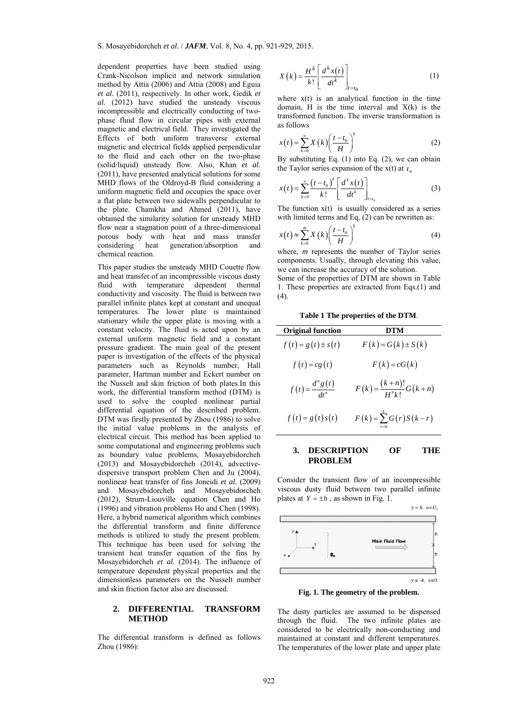dependent properties have been studied using Crank-Nicolson implicit and network simulation method by Attia (2006) and Attia (2008) and Eguia *et al.* (2011), respectively. In other work, Gedik *et al.* (2012) have studied the unsteady viscous incompressible and electrically conducting of two-phase fluid flow in circular pipes with external magnetic and electrical field. They investigated the Effects of both uniform transverse external magnetic and electrical fields applied perpendicular to the fluid and each other on the two-phase (solid/liquid) unsteady flow. Also, Khan *et al.* (2011), have presented analytical solutions for some MHD flows of the Oldroyd-B fluid considering a uniform magnetic field and occupies the space over a flat plate between two sidewalls perpendicular to the plate. Chamkha and Ahmed (2011), have obtained the similarity solution for unsteady MHD flow near a stagnation point of a three-dimensional porous body with heat and mass transfer considering heat generation/absorption and chemical reaction.

This paper studies the unsteady MHD Couette flow and heat transfer of an incompressible viscous dusty fluid with temperature dependent thermal conductivity and viscosity. The fluid is between two parallel infinite plates kept at constant and unequal temperatures. The lower plate is maintained stationary while the upper plate is moving with a constant velocity. The fluid is acted upon by an external uniform magnetic field and a constant pressure gradient. The main goal of the present paper is investigation of the effects of the physical parameters such as Reynolds number, Hall parameter, Hartman number and Eckert number on the Nusselt and skin friction of both plates.In this work, the differential transform method (DTM) is used to solve the coupled nonlinear partial differential equation of the described problem. DTM was firstly presented by Zhou (1986) to solve the initial value problems in the analysis of electrical circuit. This method has been applied to some computational and engineering problems such as boundary value problems, Mosayebidorcheh (2013) and Mosayebidorcheh (2014), advective-dispersive transport problem Chen and Ju (2004), nonlinear heat transfer of fins Joneidi *et al.* (2009) and Mosayebidorcheh and Mosayebidorcheh (2012), Strum-Liouville equation Chen and Ho (1996) and vibration problems Ho and Chen (1998). Here, a hybrid numerical algorithm which combines the differential transform and finite difference methods is utilized to study the present problem. This technique has been used for solving the transient heat transfer equation of the fins by Mosayebidorcheh *et al.* (2014). The influence of temperature dependent physical properties and the dimensionless parameters on the Nusselt number and skin friction factor also are discussed.

## 2. DIFFERENTIAL TRANSFORM METHOD

The differential transform is defined as follows Zhou (1986):

$$X(k) = \frac{H^k}{k!}\left[\frac{d^k x(t)}{dt^k}\right]_{t=t_0} \tag{1}$$

where x(t) is an analytical function in the time domain, H is the time interval and X(k) is the transformed function. The inverse transformation is as follows

$$x(t) = \sum_{k=0}^{\infty} X(k)\left(\frac{t-t_0}{H}\right)^k \tag{2}$$

By substituting Eq. (1) into Eq. (2), we can obtain the Taylor series expansion of the x(t) at $t_0$

$$x(t) = \sum_{k=0}^{\infty} \frac{(t-t_0)^k}{k!}\left[\frac{d^k x(t)}{dt^k}\right]_{t=t_0} \tag{3}$$

The function x(t) is usually considered as a series with limited terms and Eq. (2) can be rewritten as:

$$x(t) \approx \sum_{k=0}^{m} X(k)\left(\frac{t-t_0}{H}\right)^k \tag{4}$$

where, *m* represents the number of Taylor series components. Usually, through elevating this value, we can increase the accuracy of the solution.

Some of the properties of DTM are shown in Table 1. These properties are extracted from Eqs.(1) and (4).

**Table 1 The properties of the DTM**.

| Original function | DTM |
|---|---|
| $f(t) = g(t) \pm s(t)$ | $F(k) = G(k) \pm S(k)$ |
| $f(t) = cg(t)$ | $F(k) = cG(k)$ |
| $f(t) = \frac{d^n g(t)}{dt^n}$ | $F(k) = \frac{(k+n)!}{H^n k!} G(k+n)$ |
| $f(t) = g(t)s(t)$ | $F(k) = \sum_{r=0}^{k} G(r)S(k-r)$ |

## 3. DESCRIPTION OF THE PROBLEM

Consider the transient flow of an incompressible viscous dusty fluid between two parallel infinite plates at $Y = \pm h$, as shown in Fig. 1.

$y = h,\ u = U_o$

Main Fluid Flow

$B_o$

$y = -h,\ u = 0$

**Fig. 1. The geometry of the problem.**

The dusty particles are assumed to be dispensed through the fluid. The two infinite plates are considered to be electrically non-conducting and maintained at constant and different temperatures. The temperatures of the lower plate and upper plate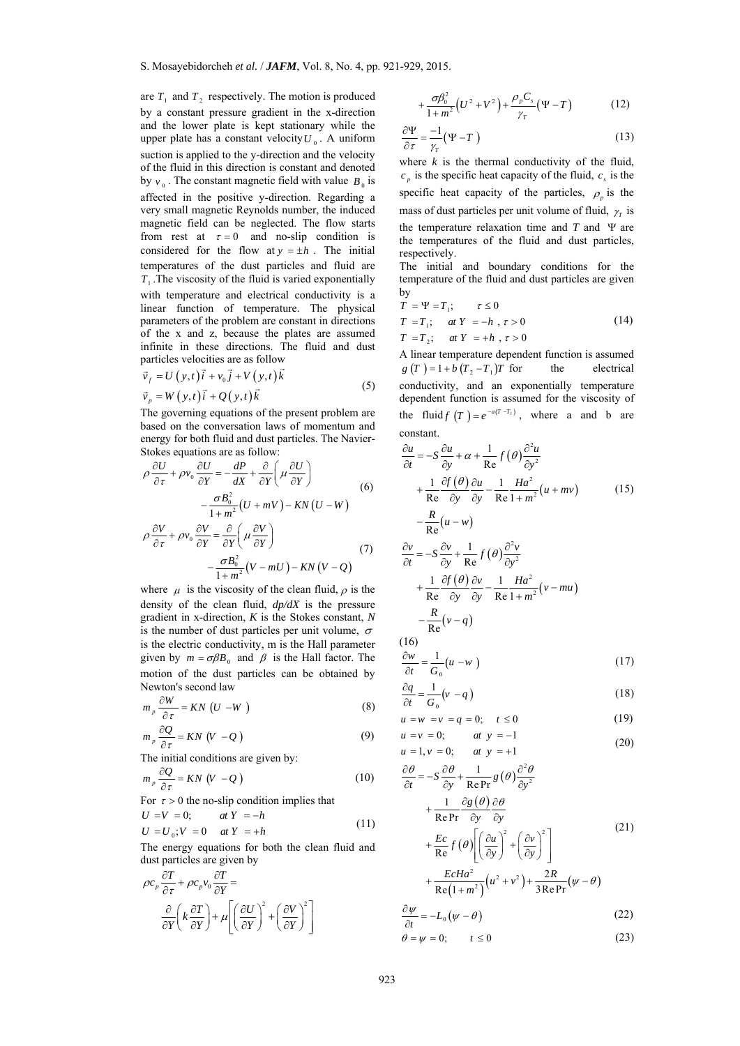are $T_1$ and $T_2$ respectively. The motion is produced by a constant pressure gradient in the x-direction and the lower plate is kept stationary while the upper plate has a constant velocity $U_0$. A uniform suction is applied to the y-direction and the velocity of the fluid in this direction is constant and denoted by $v_0$. The constant magnetic field with value $B_0$ is affected in the positive y-direction. Regarding a very small magnetic Reynolds number, the induced magnetic field can be neglected. The flow starts from rest at $\tau = 0$ and no-slip condition is considered for the flow at $y = \pm h$. The initial temperatures of the dust particles and fluid are $T_1$. The viscosity of the fluid is varied exponentially with temperature and electrical conductivity is a linear function of temperature. The physical parameters of the problem are constant in directions of the x and z, because the plates are assumed infinite in these directions. The fluid and dust particles velocities are as follow

$$\vec{v}_f = U(y,t)\vec{i} + v_0\vec{j} + V(y,t)\vec{k}$$
$$\vec{v}_p = W(y,t)\vec{i} + Q(y,t)\vec{k} \tag{5}$$

The governing equations of the present problem are based on the conversation laws of momentum and energy for both fluid and dust particles. The Navier-Stokes equations are as follow:

$$\rho\frac{\partial U}{\partial \tau} + \rho v_0\frac{\partial U}{\partial Y} = -\frac{dP}{dX} + \frac{\partial}{\partial Y}\left(\mu\frac{\partial U}{\partial Y}\right) - \frac{\sigma B_0^2}{1+m^2}\left(U + mV\right) - KN\left(U - W\right) \tag{6}$$

$$\rho\frac{\partial V}{\partial \tau} + \rho v_0\frac{\partial V}{\partial Y} = \frac{\partial}{\partial Y}\left(\mu\frac{\partial V}{\partial Y}\right) - \frac{\sigma B_0^2}{1+m^2}\left(V - mU\right) - KN\left(V - Q\right) \tag{7}$$

where $\mu$ is the viscosity of the clean fluid, $\rho$ is the density of the clean fluid, $dp/dX$ is the pressure gradient in x-direction, $K$ is the Stokes constant, $N$ is the number of dust particles per unit volume, $\sigma$ is the electric conductivity, m is the Hall parameter given by $m = \sigma\beta B_0$ and $\beta$ is the Hall factor. The motion of the dust particles can be obtained by Newton's second law

$$m_p\frac{\partial W}{\partial \tau} = KN\left(U - W\right) \tag{8}$$

$$m_p\frac{\partial Q}{\partial \tau} = KN\left(V - Q\right) \tag{9}$$

The initial conditions are given by:

$$m_p\frac{\partial Q}{\partial \tau} = KN\left(V - Q\right) \tag{10}$$

For $\tau > 0$ the no-slip condition implies that

$$U = V = 0; \quad at\ Y = -h$$
$$U = U_0; V = 0 \quad at\ Y = +h \tag{11}$$

The energy equations for both the clean fluid and dust particles are given by

$$\rho c_p\frac{\partial T}{\partial \tau} + \rho c_p v_0\frac{\partial T}{\partial Y} = \frac{\partial}{\partial Y}\left(k\frac{\partial T}{\partial Y}\right) + \mu\left[\left(\frac{\partial U}{\partial Y}\right)^2 + \left(\frac{\partial V}{\partial Y}\right)^2\right] + \frac{\sigma\beta_0^2}{1+m^2}\left(U^2 + V^2\right) + \frac{\rho_p C_s}{\gamma_T}\left(\Psi - T\right) \tag{12}$$

$$\frac{\partial \Psi}{\partial \tau} = \frac{-1}{\gamma_T}\left(\Psi - T\right) \tag{13}$$

where $k$ is the thermal conductivity of the fluid, $c_p$ is the specific heat capacity of the fluid, $c_s$ is the specific heat capacity of the particles, $\rho_p$ is the mass of dust particles per unit volume of fluid, $\gamma_T$ is the temperature relaxation time and $T$ and $\Psi$ are the temperatures of the fluid and dust particles, respectively.

The initial and boundary conditions for the temperature of the fluid and dust particles are given by

$$T = \Psi = T_1; \qquad \tau \le 0$$
$$T = T_1; \quad at\ Y = -h\ , \tau > 0 \tag{14}$$
$$T = T_2; \quad at\ Y = +h\ , \tau > 0$$

A linear temperature dependent function is assumed $g(T) = 1 + b(T_2 - T_1)T$ for the electrical conductivity, and an exponentially temperature dependent function is assumed for the viscosity of the fluid $f(T) = e^{-a(T-T_1)}$, where a and b are constant.

$$\frac{\partial u}{\partial t} = -S\frac{\partial u}{\partial y} + \alpha + \frac{1}{\mathrm{Re}}f(\theta)\frac{\partial^2 u}{\partial y^2} + \frac{1}{\mathrm{Re}}\frac{\partial f(\theta)}{\partial y}\frac{\partial u}{\partial y} - \frac{1}{\mathrm{Re}}\frac{Ha^2}{1+m^2}\left(u + mv\right) - \frac{R}{\mathrm{Re}}\left(u - w\right) \tag{15}$$

$$\frac{\partial v}{\partial t} = -S\frac{\partial v}{\partial y} + \frac{1}{\mathrm{Re}}f(\theta)\frac{\partial^2 v}{\partial y^2} + \frac{1}{\mathrm{Re}}\frac{\partial f(\theta)}{\partial y}\frac{\partial v}{\partial y} - \frac{1}{\mathrm{Re}}\frac{Ha^2}{1+m^2}\left(v - mu\right) - \frac{R}{\mathrm{Re}}\left(v - q\right) \tag{16}$$

$$\frac{\partial w}{\partial t} = \frac{1}{G_0}\left(u - w\right) \tag{17}$$

$$\frac{\partial q}{\partial t} = \frac{1}{G_0}\left(v - q\right) \tag{18}$$

$$u = w = v = q = 0; \quad t \le 0 \tag{19}$$

$$u = v = 0; \qquad at\ y = -1$$
$$u = 1, v = 0; \qquad at\ y = +1 \tag{20}$$

$$\frac{\partial \theta}{\partial t} = -S\frac{\partial \theta}{\partial y} + \frac{1}{\mathrm{Re}\Pr}g(\theta)\frac{\partial^2 \theta}{\partial y^2} + \frac{1}{\mathrm{Re}\Pr}\frac{\partial g(\theta)}{\partial y}\frac{\partial \theta}{\partial y} + \frac{Ec}{\mathrm{Re}}f(\theta)\left[\left(\frac{\partial u}{\partial y}\right)^2 + \left(\frac{\partial v}{\partial y}\right)^2\right] + \frac{EcHa^2}{\mathrm{Re}\left(1+m^2\right)}\left(u^2 + v^2\right) + \frac{2R}{3\mathrm{Re}\Pr}\left(\psi - \theta\right) \tag{21}$$

$$\frac{\partial \psi}{\partial t} = -L_0\left(\psi - \theta\right) \tag{22}$$

$$\theta = \psi = 0; \qquad t \le 0 \tag{23}$$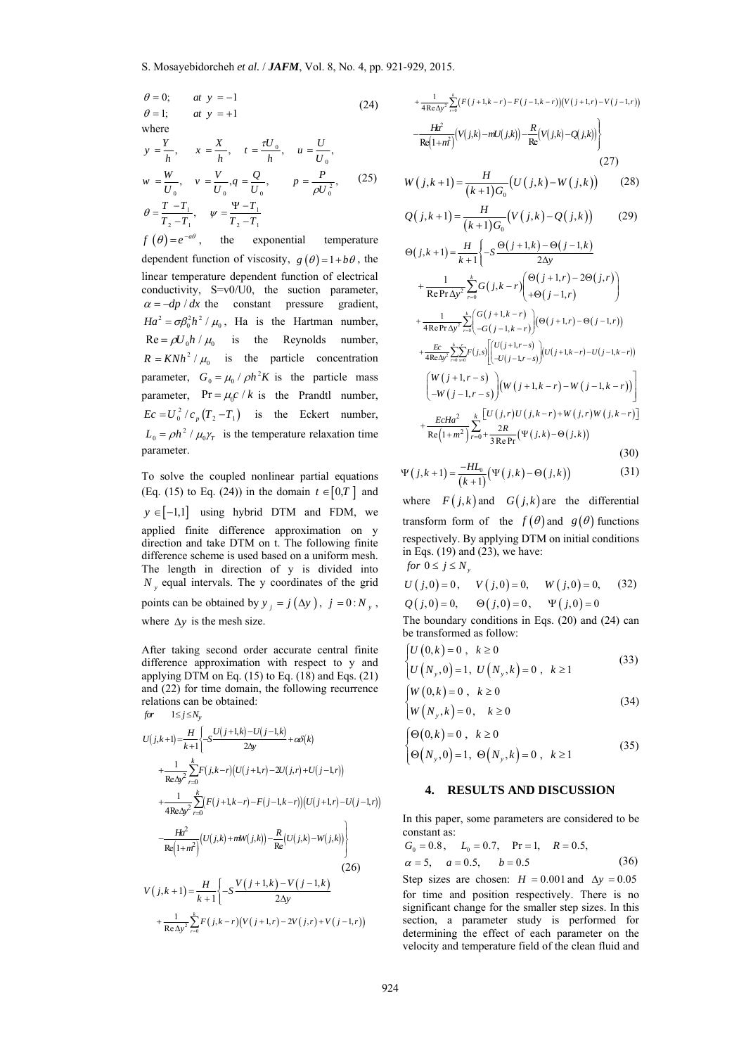$$\theta = 0; \quad at \ y = -1$$
$$\theta = 1; \quad at \ y = +1 \tag{24}$$

where

$$y = \frac{Y}{h}, \quad x = \frac{X}{h}, \quad t = \frac{\tau U_0}{h}, \quad u = \frac{U}{U_0},$$
$$w = \frac{W}{U_0}, \quad v = \frac{V}{U_0}, q = \frac{Q}{U_0}, \quad p = \frac{P}{\rho U_0^2}, \tag{25}$$
$$\theta = \frac{T - T_1}{T_2 - T_1}, \quad \psi = \frac{\Psi - T_1}{T_2 - T_1}$$

$f(\theta) = e^{-a\theta}$, the exponential temperature dependent function of viscosity, $g(\theta) = 1 + b\theta$, the linear temperature dependent function of electrical conductivity, S=v0/U0, the suction parameter, $\alpha = -dp/dx$ the constant pressure gradient, $Ha^2 = \sigma\beta_0^2 h^2 / \mu_0$, Ha is the Hartman number, $\mathrm{Re} = \rho U_0 h / \mu_0$ is the Reynolds number, $R = KNh^2 / \mu_0$ is the particle concentration parameter, $G_0 = \mu_0 / \rho h^2 K$ is the particle mass parameter, $\mathrm{Pr} = \mu_0 c / k$ is the Prandtl number, $Ec = U_0^2 / c_p (T_2 - T_1)$ is the Eckert number, $L_0 = \rho h^2 / \mu_0 \gamma_T$ is the temperature relaxation time parameter.

To solve the coupled nonlinear partial equations (Eq. (15) to Eq. (24)) in the domain $t \in [0, T]$ and $y \in [-1, 1]$ using hybrid DTM and FDM, we applied finite difference approximation on y direction and take DTM on t. The following finite difference scheme is used based on a uniform mesh. The length in direction of y is divided into $N_y$ equal intervals. The y coordinates of the grid points can be obtained by $y_j = j(\Delta y)$, $j = 0 : N_y$, where $\Delta y$ is the mesh size.

After taking second order accurate central finite difference approximation with respect to y and applying DTM on Eq. (15) to Eq. (18) and Eqs. (21) and (22) for time domain, the following recurrence relations can be obtained:

for $\quad 1 \le j \le N_y$

$$\begin{aligned}
U(j,k+1) = \frac{H}{k+1}\Bigg\{ & -S\frac{U(j+1,k) - U(j-1,k)}{2\Delta y} + \alpha\delta(k) \\
& + \frac{1}{\mathrm{Re}\Delta y^2}\sum_{r=0}^{k} F(j,k-r)\big(U(j+1,r) - 2U(j,r) + U(j-1,r)\big) \\
& + \frac{1}{4\mathrm{Re}\Delta y^2}\sum_{r=0}^{k}\big(F(j+1,k-r) - F(j-1,k-r)\big)\big(U(j+1,r) - U(j-1,r)\big) \\
& - \frac{Ha^2}{\mathrm{Re}(1+m^2)}\big(U(j,k) + mW(j,k)\big) - \frac{R}{\mathrm{Re}}\big(U(j,k) - W(j,k)\big)\Bigg\}
\end{aligned} \tag{26}$$

$$\begin{aligned}
V(j,k+1) = \frac{H}{k+1}\Bigg\{ & -S\frac{V(j+1,k) - V(j-1,k)}{2\Delta y} \\
& + \frac{1}{\mathrm{Re}\Delta y^2}\sum_{r=0}^{k} F(j,k-r)\big(V(j+1,r) - 2V(j,r) + V(j-1,r)\big) \\
& + \frac{1}{4\mathrm{Re}\Delta y^2}\sum_{r=0}^{k}\big(F(j+1,k-r) - F(j-1,k-r)\big)\big(V(j+1,r) - V(j-1,r)\big) \\
& - \frac{Ha^2}{\mathrm{Re}(1+m^2)}\big(V(j,k) - mU(j,k)\big) - \frac{R}{\mathrm{Re}}\big(V(j,k) - Q(j,k)\big)\Bigg\}
\end{aligned} \tag{27}$$

$$W(j,k+1) = \frac{H}{(k+1)G_0}\big(U(j,k) - W(j,k)\big) \tag{28}$$

$$Q(j,k+1) = \frac{H}{(k+1)G_0}\big(V(j,k) - Q(j,k)\big) \tag{29}$$

$$\begin{aligned}
\Theta(j,k+1) = \frac{H}{k+1}\Bigg\{ & -S\frac{\Theta(j+1,k) - \Theta(j-1,k)}{2\Delta y} \\
& + \frac{1}{\mathrm{Re}\,\mathrm{Pr}\,\Delta y^2}\sum_{r=0}^{k} G(j,k-r)\begin{pmatrix}\Theta(j+1,r) - 2\Theta(j,r) \\ +\Theta(j-1,r)\end{pmatrix} \\
& + \frac{1}{4\mathrm{Re}\,\mathrm{Pr}\,\Delta y^2}\sum_{r=0}^{k}\begin{pmatrix}G(j+1,k-r) \\ -G(j-1,k-r)\end{pmatrix}\big(\Theta(j+1,r) - \Theta(j-1,r)\big) \\
& + \frac{Ec}{4\mathrm{Re}\Delta y^2}\sum_{r=0}^{k}\sum_{s=0}^{r} F(j,s)\Bigg[\begin{pmatrix}U(j+1,r-s) \\ -U(j-1,r-s)\end{pmatrix}\big(U(j+1,k-r) - U(j-1,k-r)\big) \\
& \quad + \begin{pmatrix}W(j+1,r-s) \\ -W(j-1,r-s)\end{pmatrix}\big(W(j+1,k-r) - W(j-1,k-r)\big)\Bigg] \\
& + \frac{EcHa^2}{\mathrm{Re}(1+m^2)}\sum_{r=0}^{k}\big[U(j,r)U(j,k-r) + W(j,r)W(j,k-r)\big] + \frac{2R}{3\,\mathrm{Re}\,\mathrm{Pr}}\big(\Psi(j,k) - \Theta(j,k)\big)
\end{aligned} \tag{30}$$

$$\Psi(j,k+1) = \frac{-HL_0}{(k+1)}\big(\Psi(j,k) - \Theta(j,k)\big) \tag{31}$$

where $F(j,k)$ and $G(j,k)$ are the differential transform form of the $f(\theta)$ and $g(\theta)$ functions respectively. By applying DTM on initial conditions in Eqs. (19) and (23), we have:

for $0 \le j \le N_y$

$$U(j,0) = 0, \quad V(j,0) = 0, \quad W(j,0) = 0, \tag{32}$$
$$Q(j,0) = 0, \quad \Theta(j,0) = 0, \quad \Psi(j,0) = 0$$

The boundary conditions in Eqs. (20) and (24) can be transformed as follow:

$$\begin{cases} U(0,k) = 0, & k \ge 0 \\ U(N_y,0) = 1, \ U(N_y,k) = 0, & k \ge 1 \end{cases} \tag{33}$$

$$\begin{cases} W(0,k) = 0, & k \ge 0 \\ W(N_y,k) = 0, & k \ge 0 \end{cases} \tag{34}$$

$$\begin{cases} \Theta(0,k) = 0, & k \ge 0 \\ \Theta(N_y,0) = 1, \ \Theta(N_y,k) = 0, & k \ge 1 \end{cases} \tag{35}$$

## 4. RESULTS AND DISCUSSION

In this paper, some parameters are considered to be constant as:

$$G_0 = 0.8, \quad L_0 = 0.7, \quad \mathrm{Pr} = 1, \quad R = 0.5,$$
$$\alpha = 5, \quad a = 0.5, \quad b = 0.5 \tag{36}$$

Step sizes are chosen: $H = 0.001$ and $\Delta y = 0.05$ for time and position respectively. There is no significant change for the smaller step sizes. In this section, a parameter study is performed for determining the effect of each parameter on the velocity and temperature field of the clean fluid and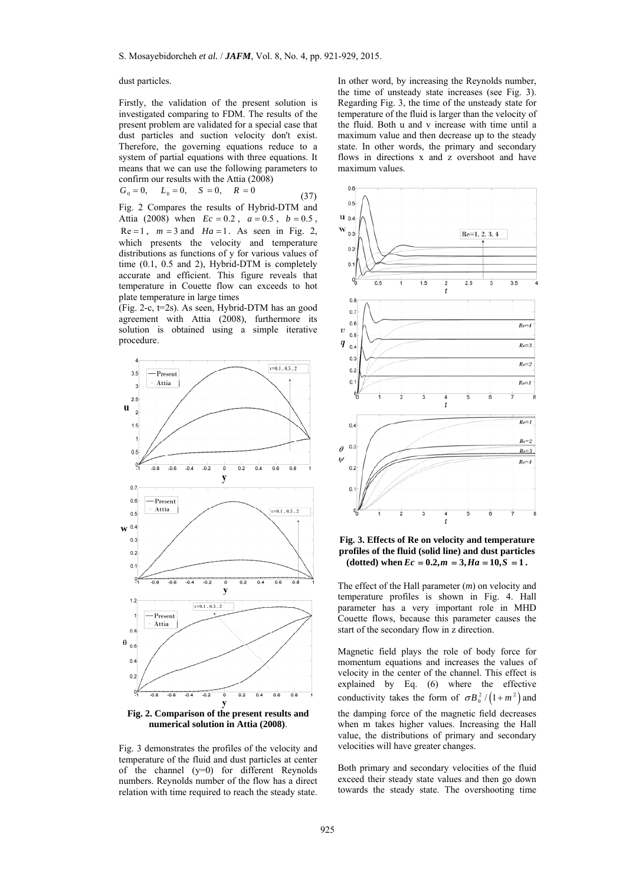dust particles.

Firstly, the validation of the present solution is investigated comparing to FDM. The results of the present problem are validated for a special case that dust particles and suction velocity don't exist. Therefore, the governing equations reduce to a system of partial equations with three equations. It means that we can use the following parameters to confirm our results with the Attia (2008)

$$G_0 = 0, \quad L_0 = 0, \quad S = 0, \quad R = 0 \tag{37}$$

Fig. 2 Compares the results of Hybrid-DTM and Attia (2008) when $Ec = 0.2$, $a = 0.5$, $b = 0.5$, $\mathrm{Re} = 1$, $m = 3$ and $Ha = 1$. As seen in Fig. 2, which presents the velocity and temperature distributions as functions of y for various values of time (0.1, 0.5 and 2), Hybrid-DTM is completely accurate and efficient. This figure reveals that temperature in Couette flow can exceeds to hot plate temperature in large times (Fig. 2-c, t=2s). As seen, Hybrid-DTM has an good agreement with Attia (2008), furthermore its solution is obtained using a simple iterative procedure.

t=0.1 , 0.5 , 2
Present
Attia
u
y

Present
Attia
t=0.1 , 0.5 , 2
w
y

t=0.1 , 0.5 , 2
Present
Attia
θ
y

**Fig. 2. Comparison of the present results and numerical solution in Attia (2008)**.

Fig. 3 demonstrates the profiles of the velocity and temperature of the fluid and dust particles at center of the channel (y=0) for different Reynolds numbers. Reynolds number of the flow has a direct relation with time required to reach the steady state. In other word, by increasing the Reynolds number, the time of unsteady state increases (see Fig. 3). Regarding Fig. 3, the time of the unsteady state for temperature of the fluid is larger than the velocity of the fluid. Both u and v increase with time until a maximum value and then decrease up to the steady state. In other words, the primary and secondary flows in directions x and z overshoot and have maximum values.

u
w
Re=1, 2, 3, 4
t

v
q
Re=4
Re=3
Re=2
Re=1
t

θ
ψ
Re=1
Re=2
Re=3
Re=4
t

**Fig. 3. Effects of Re on velocity and temperature profiles of the fluid (solid line) and dust particles (dotted) when $Ec = 0.2, m = 3, Ha = 10, S = 1$.**

The effect of the Hall parameter (*m*) on velocity and temperature profiles is shown in Fig. 4. Hall parameter has a very important role in MHD Couette flows, because this parameter causes the start of the secondary flow in z direction.

Magnetic field plays the role of body force for momentum equations and increases the values of velocity in the center of the channel. This effect is explained by Eq. (6) where the effective conductivity takes the form of $\sigma B_0^2 / \left(1 + m^2\right)$ and the damping force of the magnetic field decreases when m takes higher values. Increasing the Hall value, the distributions of primary and secondary velocities will have greater changes.

Both primary and secondary velocities of the fluid exceed their steady state values and then go down towards the steady state. The overshooting time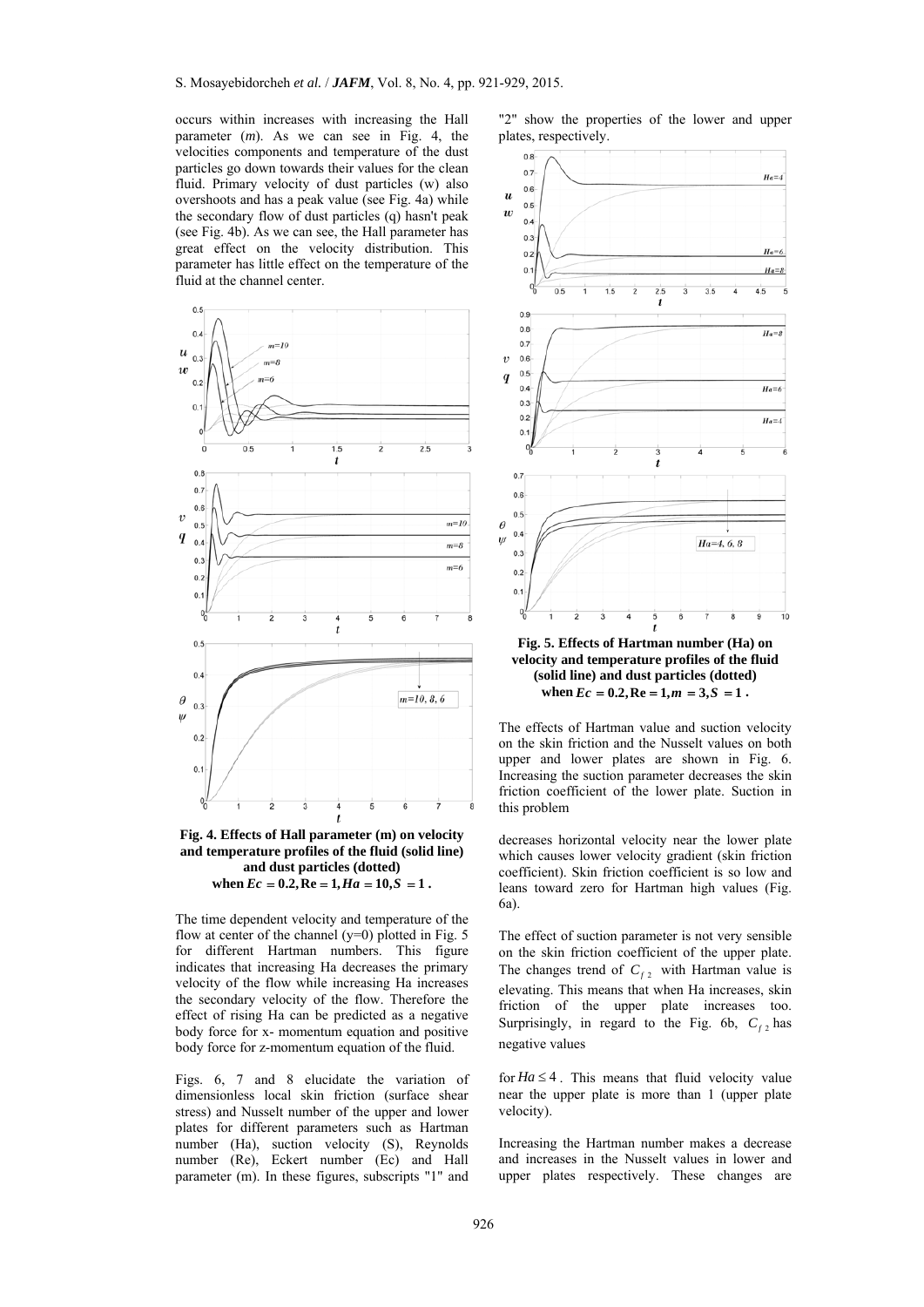occurs within increases with increasing the Hall parameter ($m$). As we can see in Fig. 4, the velocities components and temperature of the dust particles go down towards their values for the clean fluid. Primary velocity of dust particles (w) also overshoots and has a peak value (see Fig. 4a) while the secondary flow of dust particles (q) hasn't peak (see Fig. 4b). As we can see, the Hall parameter has great effect on the velocity distribution. This parameter has little effect on the temperature of the fluid at the channel center.

$u$
$w$
$m=10$
$m=8$
$m=6$
$t$

$v$
$q$
$m=10$
$m=8$
$m=6$
$t$

$\theta$
$\psi$
$m=10, 8, 6$
$t$

**Fig. 4. Effects of Hall parameter (m) on velocity and temperature profiles of the fluid (solid line) and dust particles (dotted) when $Ec = 0.2, \mathrm{Re} = 1, Ha = 10, S = 1$ .**

The time dependent velocity and temperature of the flow at center of the channel (y=0) plotted in Fig. 5 for different Hartman numbers. This figure indicates that increasing Ha decreases the primary velocity of the flow while increasing Ha increases the secondary velocity of the flow. Therefore the effect of rising Ha can be predicted as a negative body force for x- momentum equation and positive body force for z-momentum equation of the fluid.

Figs. 6, 7 and 8 elucidate the variation of dimensionless local skin friction (surface shear stress) and Nusselt number of the upper and lower plates for different parameters such as Hartman number (Ha), suction velocity (S), Reynolds number (Re), Eckert number (Ec) and Hall parameter (m). In these figures, subscripts "1" and "2" show the properties of the lower and upper plates, respectively.

$u$
$w$
$Ha=4$
$Ha=6$
$Ha=8$
$t$

$v$
$q$
$Ha=8$
$Ha=6$
$Ha=4$
$t$

$\theta$
$\psi$
$Ha=4, 6, 8$
$t$

**Fig. 5. Effects of Hartman number (Ha) on velocity and temperature profiles of the fluid (solid line) and dust particles (dotted) when $Ec = 0.2, \mathrm{Re} = 1, m = 3, S = 1$ .**

The effects of Hartman value and suction velocity on the skin friction and the Nusselt values on both upper and lower plates are shown in Fig. 6. Increasing the suction parameter decreases the skin friction coefficient of the lower plate. Suction in this problem decreases horizontal velocity near the lower plate which causes lower velocity gradient (skin friction coefficient). Skin friction coefficient is so low and leans toward zero for Hartman high values (Fig. 6a).

The effect of suction parameter is not very sensible on the skin friction coefficient of the upper plate. The changes trend of $C_{f2}$ with Hartman value is elevating. This means that when Ha increases, skin friction of the upper plate increases too. Surprisingly, in regard to the Fig. 6b, $C_{f2}$ has negative values for $Ha \leq 4$ . This means that fluid velocity value near the upper plate is more than 1 (upper plate velocity).

Increasing the Hartman number makes a decrease and increases in the Nusselt values in lower and upper plates respectively. These changes are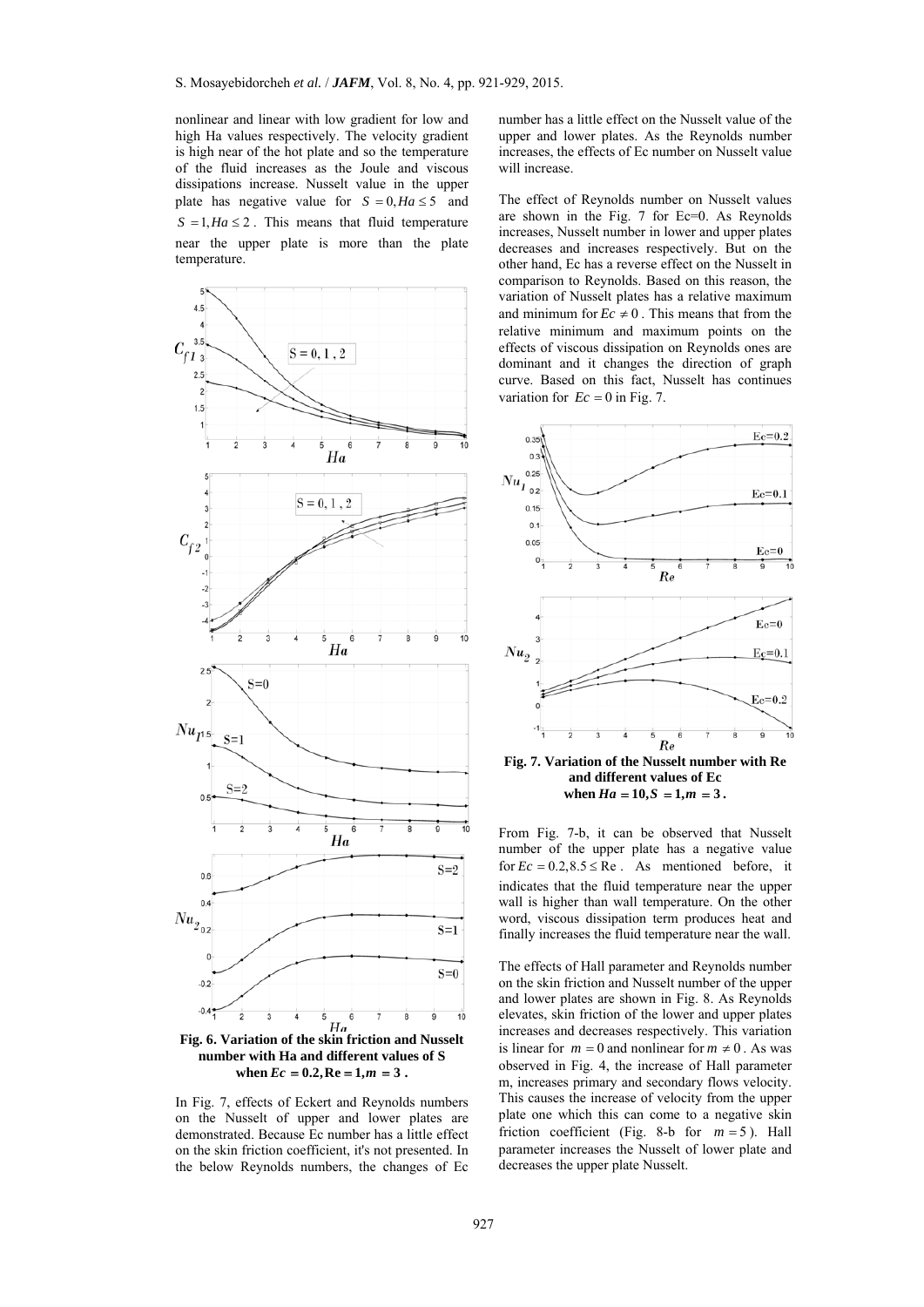nonlinear and linear with low gradient for low and high Ha values respectively. The velocity gradient is high near of the hot plate and so the temperature of the fluid increases as the Joule and viscous dissipations increase. Nusselt value in the upper plate has negative value for $S=0, Ha \le 5$ and $S=1, Ha \le 2$. This means that fluid temperature near the upper plate is more than the plate temperature.

$C_{f1}$

S = 0, 1, 2

$Ha$

$C_{f2}$

S = 0, 1, 2

$Ha$

$Nu_1$

S=0

S=1

S=2

$Ha$

$Nu_2$

S=2

S=1

S=0

$Ha$

**Fig. 6. Variation of the skin friction and Nusselt number with Ha and different values of S when $Ec = 0.2, \mathrm{Re} = 1, m = 3$.**

In Fig. 7, effects of Eckert and Reynolds numbers on the Nusselt of upper and lower plates are demonstrated. Because Ec number has a little effect on the skin friction coefficient, it's not presented. In the below Reynolds numbers, the changes of Ec number has a little effect on the Nusselt value of the upper and lower plates. As the Reynolds number increases, the effects of Ec number on Nusselt value will increase.

The effect of Reynolds number on Nusselt values are shown in the Fig. 7 for Ec=0. As Reynolds increases, Nusselt number in lower and upper plates decreases and increases respectively. But on the other hand, Ec has a reverse effect on the Nusselt in comparison to Reynolds. Based on this reason, the variation of Nusselt plates has a relative maximum and minimum for $Ec \neq 0$. This means that from the relative minimum and maximum points on the effects of viscous dissipation on Reynolds ones are dominant and it changes the direction of graph curve. Based on this fact, Nusselt has continues variation for $Ec = 0$ in Fig. 7.

$Nu_1$

Ec=0.2

Ec=0.1

Ec=0

$Re$

$Nu_2$

Ec=0

Ec=0.1

Ec=0.2

$Re$

**Fig. 7. Variation of the Nusselt number with Re and different values of Ec when $Ha = 10, S = 1, m = 3$.**

From Fig. 7-b, it can be observed that Nusselt number of the upper plate has a negative value for $Ec = 0.2, 8.5 \le \mathrm{Re}$. As mentioned before, it indicates that the fluid temperature near the upper wall is higher than wall temperature. On the other word, viscous dissipation term produces heat and finally increases the fluid temperature near the wall.

The effects of Hall parameter and Reynolds number on the skin friction and Nusselt number of the upper and lower plates are shown in Fig. 8. As Reynolds elevates, skin friction of the lower and upper plates increases and decreases respectively. This variation is linear for $m = 0$ and nonlinear for $m \neq 0$. As was observed in Fig. 4, the increase of Hall parameter m, increases primary and secondary flows velocity. This causes the increase of velocity from the upper plate one which this can come to a negative skin friction coefficient (Fig. 8-b for $m = 5$). Hall parameter increases the Nusselt of lower plate and decreases the upper plate Nusselt.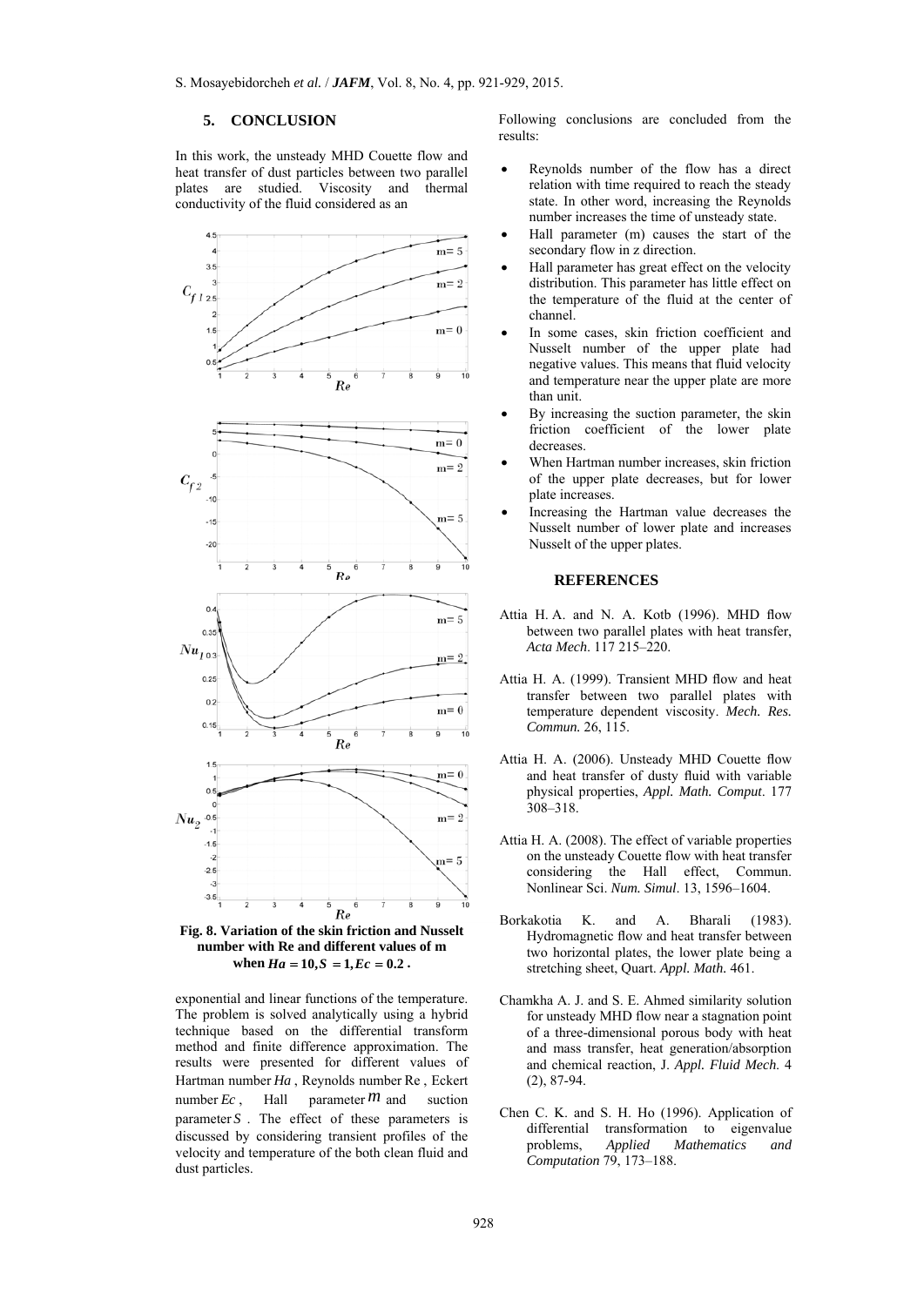## 5. CONCLUSION

In this work, the unsteady MHD Couette flow and heat transfer of dust particles between two parallel plates are studied. Viscosity and thermal conductivity of the fluid considered as an exponential and linear functions of the temperature. The problem is solved analytically using a hybrid technique based on the differential transform method and finite difference approximation. The results were presented for different values of Hartman number $Ha$, Reynolds number $\mathrm{Re}$, Eckert number $Ec$, Hall parameter $m$ and suction parameter $S$. The effect of these parameters is discussed by considering transient profiles of the velocity and temperature of the both clean fluid and dust particles.

$C_{f1}$

4.5
4
3.5
3
2.5
2
1.5
1
0.5

m= 5
m= 2
m= 0

1 2 3 4 5 6 7 8 9 10
$Re$

$C_{f2}$

5
0
-5
-10
-15
-20

m= 0
m= 2
m= 5

1 2 3 4 5 6 7 8 9 10
$Re$

$Nu_1$

0.4
0.35
0.3
0.25
0.2
0.15

m= 5
m= 2
m= 0

1 2 3 4 5 6 7 8 9 10
$Re$

$Nu_2$

1.5
1
0.5
0
-0.5
-1
-1.5
-2
-2.5
-3
-3.5

m= 0
m= 2
m= 5

1 2 3 4 5 6 7 8 9 10
$Re$

**Fig. 8. Variation of the skin friction and Nusselt number with Re and different values of m when $Ha = 10, S = 1, Ec = 0.2$.**

Following conclusions are concluded from the results:

- Reynolds number of the flow has a direct relation with time required to reach the steady state. In other word, increasing the Reynolds number increases the time of unsteady state.
- Hall parameter (m) causes the start of the secondary flow in z direction.
- Hall parameter has great effect on the velocity distribution. This parameter has little effect on the temperature of the fluid at the center of channel.
- In some cases, skin friction coefficient and Nusselt number of the upper plate had negative values. This means that fluid velocity and temperature near the upper plate are more than unit.
- By increasing the suction parameter, the skin friction coefficient of the lower plate decreases.
- When Hartman number increases, skin friction of the upper plate decreases, but for lower plate increases.
- Increasing the Hartman value decreases the Nusselt number of lower plate and increases Nusselt of the upper plates.

## REFERENCES

Attia H. A. and N. A. Kotb (1996). MHD flow between two parallel plates with heat transfer, *Acta Mech*. 117 215–220.

Attia H. A. (1999). Transient MHD flow and heat transfer between two parallel plates with temperature dependent viscosity. *Mech. Res. Commun.* 26, 115.

Attia H. A. (2006). Unsteady MHD Couette flow and heat transfer of dusty fluid with variable physical properties, *Appl. Math. Comput*. 177 308–318.

Attia H. A. (2008). The effect of variable properties on the unsteady Couette flow with heat transfer considering the Hall effect, Commun. Nonlinear Sci. *Num. Simul*. 13, 1596–1604.

Borkakotia K. and A. Bharali (1983). Hydromagnetic flow and heat transfer between two horizontal plates, the lower plate being a stretching sheet, Quart. *Appl. Math.* 461.

Chamkha A. J. and S. E. Ahmed similarity solution for unsteady MHD flow near a stagnation point of a three-dimensional porous body with heat and mass transfer, heat generation/absorption and chemical reaction, J. *Appl. Fluid Mech.* 4 (2), 87-94.

Chen C. K. and S. H. Ho (1996). Application of differential transformation to eigenvalue problems, *Applied Mathematics and Computation* 79, 173–188.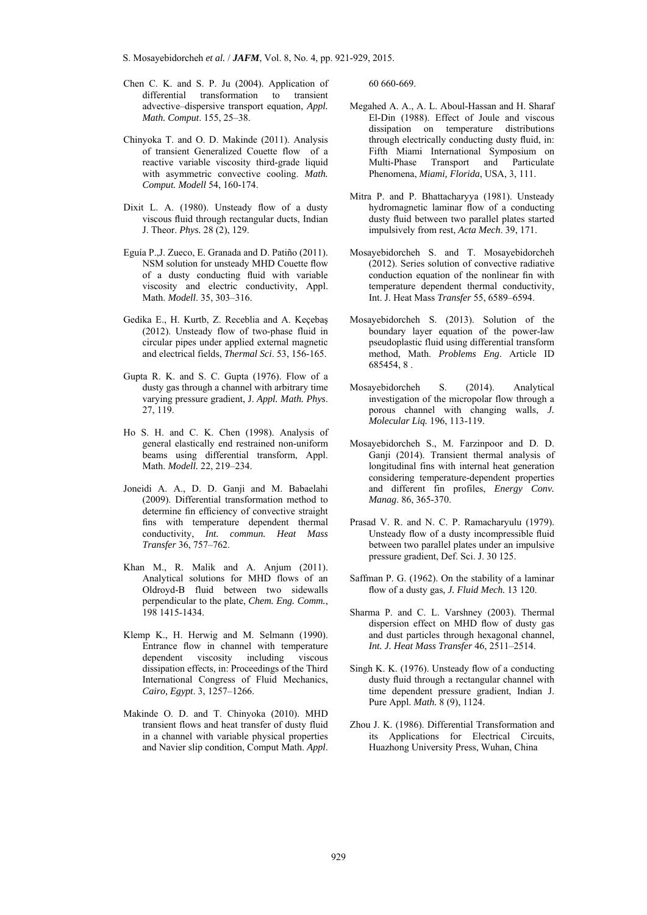Chen C. K. and S. P. Ju (2004). Application of differential transformation to transient advective–dispersive transport equation, *Appl. Math. Comput*. 155, 25–38.

Chinyoka T. and O. D. Makinde (2011). Analysis of transient Generalized Couette flow of a reactive variable viscosity third-grade liquid with asymmetric convective cooling. *Math. Comput. Modell* 54, 160-174.

Dixit L. A. (1980). Unsteady flow of a dusty viscous fluid through rectangular ducts, Indian J. Theor. *Phys.* 28 (2), 129.

Eguía P.,J. Zueco, E. Granada and D. Patiño (2011). NSM solution for unsteady MHD Couette flow of a dusty conducting fluid with variable viscosity and electric conductivity, Appl. Math. *Modell*. 35, 303–316.

Gedika E., H. Kurtb, Z. Receblia and A. Keçebaş (2012). Unsteady flow of two-phase fluid in circular pipes under applied external magnetic and electrical fields, *Thermal Sci*. 53, 156-165.

Gupta R. K. and S. C. Gupta (1976). Flow of a dusty gas through a channel with arbitrary time varying pressure gradient, J. *Appl. Math. Phys*. 27, 119.

Ho S. H. and C. K. Chen (1998). Analysis of general elastically end restrained non-uniform beams using differential transform, Appl. Math. *Modell.* 22, 219–234.

Joneidi A. A., D. D. Ganji and M. Babaelahi (2009). Differential transformation method to determine fin efficiency of convective straight fins with temperature dependent thermal conductivity, *Int. commun. Heat Mass Transfer* 36, 757–762.

Khan M., R. Malik and A. Anjum (2011). Analytical solutions for MHD flows of an Oldroyd-B fluid between two sidewalls perpendicular to the plate, *Chem. Eng. Comm.*, 198 1415-1434.

Klemp K., H. Herwig and M. Selmann (1990). Entrance flow in channel with temperature dependent viscosity including viscous dissipation effects, in: Proceedings of the Third International Congress of Fluid Mechanics, *Cairo, Egypt*. 3, 1257–1266.

Makinde O. D. and T. Chinyoka (2010). MHD transient flows and heat transfer of dusty fluid in a channel with variable physical properties and Navier slip condition, Comput Math. *Appl*. 60 660-669.

Megahed A. A., A. L. Aboul-Hassan and H. Sharaf El-Din (1988). Effect of Joule and viscous dissipation on temperature distributions through electrically conducting dusty fluid, in: Fifth Miami International Symposium on Multi-Phase Transport and Particulate Phenomena, *Miami, Florida*, USA, 3, 111.

Mitra P. and P. Bhattacharyya (1981). Unsteady hydromagnetic laminar flow of a conducting dusty fluid between two parallel plates started impulsively from rest, *Acta Mech*. 39, 171.

Mosayebidorcheh S. and T. Mosayebidorcheh (2012). Series solution of convective radiative conduction equation of the nonlinear fin with temperature dependent thermal conductivity, Int. J. Heat Mass *Transfer* 55, 6589–6594.

Mosayebidorcheh S. (2013). Solution of the boundary layer equation of the power-law pseudoplastic fluid using differential transform method, Math. *Problems Eng*. Article ID 685454, 8 .

Mosayebidorcheh S. (2014). Analytical investigation of the micropolar flow through a porous channel with changing walls, *J. Molecular Liq.* 196, 113-119.

Mosayebidorcheh S., M. Farzinpoor and D. D. Ganji (2014). Transient thermal analysis of longitudinal fins with internal heat generation considering temperature-dependent properties and different fin profiles, *Energy Conv. Manag*. 86, 365-370.

Prasad V. R. and N. C. P. Ramacharyulu (1979). Unsteady flow of a dusty incompressible fluid between two parallel plates under an impulsive pressure gradient, Def. Sci. J. 30 125.

Saffman P. G. (1962). On the stability of a laminar flow of a dusty gas, *J. Fluid Mech.* 13 120.

Sharma P. and C. L. Varshney (2003). Thermal dispersion effect on MHD flow of dusty gas and dust particles through hexagonal channel, *Int. J. Heat Mass Transfer* 46, 2511–2514.

Singh K. K. (1976). Unsteady flow of a conducting dusty fluid through a rectangular channel with time dependent pressure gradient, Indian J. Pure Appl. *Math.* 8 (9), 1124.

Zhou J. K. (1986). Differential Transformation and its Applications for Electrical Circuits, Huazhong University Press, Wuhan, China